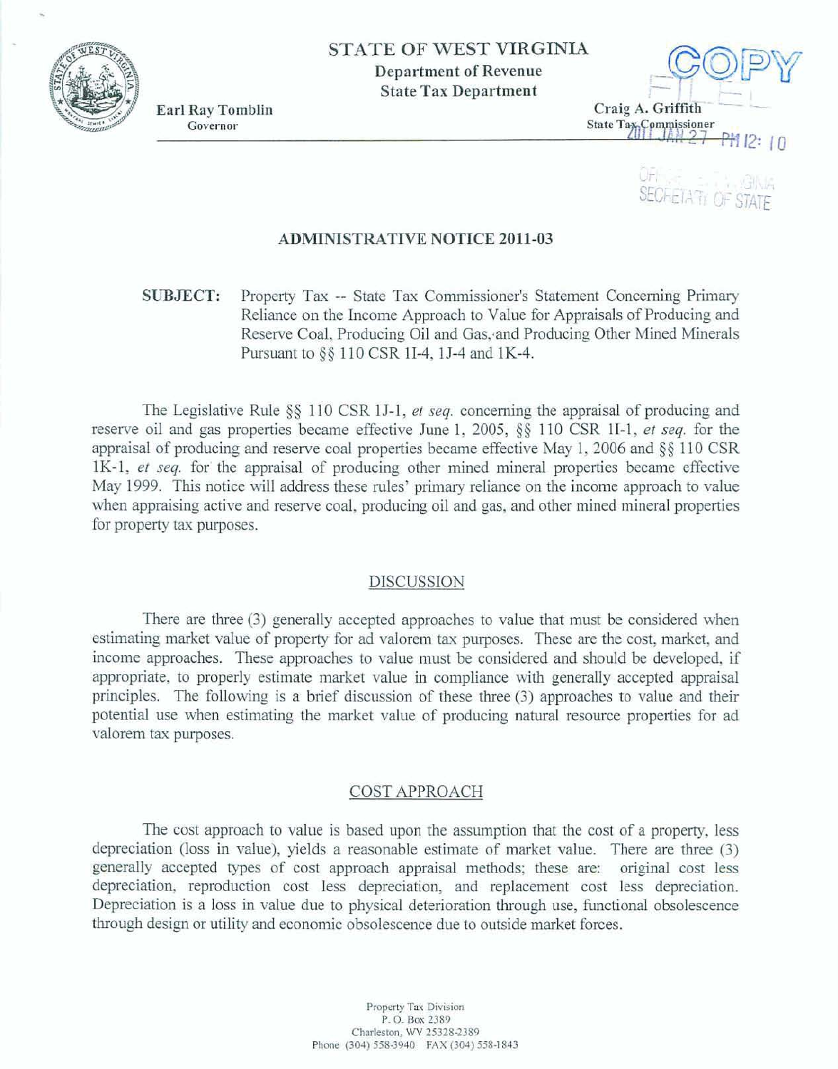STATE OF WEST VIRGINIA
Department of Revenue
State Tax Department

Earl Ray Tomblin
Governor

Craig A. Griffith
State Tax Commissioner

COPY

FILED

2011 JAN 27 PM 12: 10

OFFICE WEST VIRGINIA
SECRETARY OF STATE

## ADMINISTRATIVE NOTICE 2011-03

**SUBJECT:** Property Tax -- State Tax Commissioner's Statement Concerning Primary Reliance on the Income Approach to Value for Appraisals of Producing and Reserve Coal, Producing Oil and Gas, and Producing Other Mined Minerals Pursuant to §§ 110 CSR 1I-4, 1J-4 and 1K-4.

The Legislative Rule §§ 110 CSR 1J-1, *et seq.* concerning the appraisal of producing and reserve oil and gas properties became effective June 1, 2005, §§ 110 CSR 1I-1, *et seq.* for the appraisal of producing and reserve coal properties became effective May 1, 2006 and §§ 110 CSR 1K-1, *et seq.* for the appraisal of producing other mined mineral properties became effective May 1999. This notice will address these rules' primary reliance on the income approach to value when appraising active and reserve coal, producing oil and gas, and other mined mineral properties for property tax purposes.

### DISCUSSION

There are three (3) generally accepted approaches to value that must be considered when estimating market value of property for ad valorem tax purposes. These are the cost, market, and income approaches. These approaches to value must be considered and should be developed, if appropriate, to properly estimate market value in compliance with generally accepted appraisal principles. The following is a brief discussion of these three (3) approaches to value and their potential use when estimating the market value of producing natural resource properties for ad valorem tax purposes.

### COST APPROACH

The cost approach to value is based upon the assumption that the cost of a property, less depreciation (loss in value), yields a reasonable estimate of market value. There are three (3) generally accepted types of cost approach appraisal methods; these are: original cost less depreciation, reproduction cost less depreciation, and replacement cost less depreciation. Depreciation is a loss in value due to physical deterioration through use, functional obsolescence through design or utility and economic obsolescence due to outside market forces.

Property Tax Division
P. O. Box 2389
Charleston, WV 25328-2389
Phone (304) 558-3940 FAX (304) 558-1843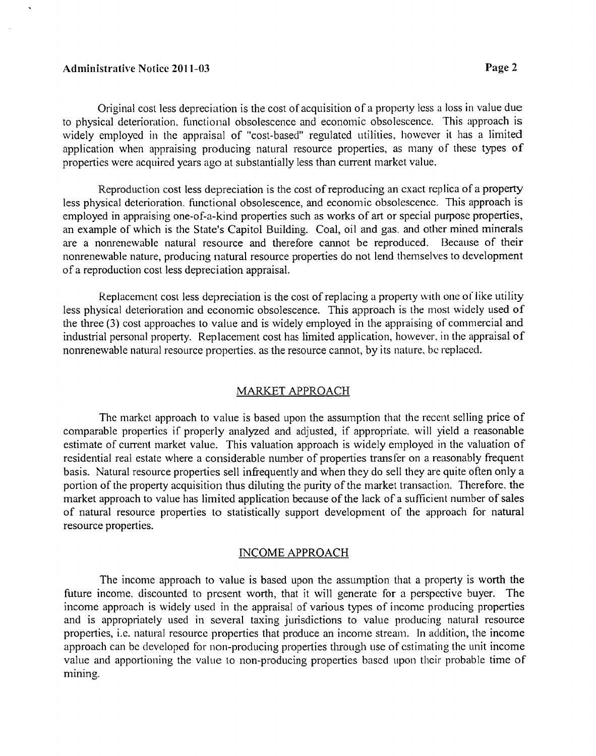Original cost less depreciation is the cost of acquisition of a property less a loss in value due to physical deterioration, functional obsolescence and economic obsolescence. This approach is widely employed in the appraisal of "cost-based" regulated utilities, however it has a limited application when appraising producing natural resource properties, as many of these types of properties were acquired years ago at substantially less than current market value.

Reproduction cost less depreciation is the cost of reproducing an exact replica of a property less physical deterioration. functional obsolescence, and economic obsolescence. This approach is employed in appraising one-of-a-kind properties such as works of art or special purpose properties, an example of which is the State's Capitol Building. Coal, oil and gas, and other mined minerals are a nonrenewable natural resource and therefore cannot be reproduced. Because of their nonrenewable nature, producing natural resource properties do not lend themselves to development of a reproduction cost less depreciation appraisal.

Replacement cost less depreciation is the cost of replacing a property with one of like utility less physical deterioration and economic obsolescence. This approach is the most widely used of the three (3) cost approaches to value and is widely employed in the appraising of commercial and industrial personal property. Replacement cost has limited application, however, in the appraisal of nonrenewable natural resource properties, as the resource cannot, by its nature, be replaced.

## MARKET APPROACH

The market approach to value is based upon the assumption that the recent selling price of comparable properties if properly analyzed and adjusted, if appropriate, will yield a reasonable estimate of current market value. This valuation approach is widely employed in the valuation of residential real estate where a considerable number of properties transfer on a reasonably frequent basis. Natural resource properties sell infrequently and when they do sell they are quite often only a portion of the property acquisition thus diluting the purity of the market transaction. Therefore, the market approach to value has limited application because of the lack of a sufficient number of sales of natural resource properties to statistically support development of the approach for natural resource properties.

## INCOME APPROACH

The income approach to value is based upon the assumption that a property is worth the future income, discounted to present worth, that it will generate for a perspective buyer. The income approach is widely used in the appraisal of various types of income producing properties and is appropriately used in several taxing jurisdictions to value producing natural resource properties, i.e. natural resource properties that produce an income stream. In addition, the income approach can be developed for non-producing properties through use of estimating the unit income value and apportioning the value to non-producing properties based upon their probable time of mining.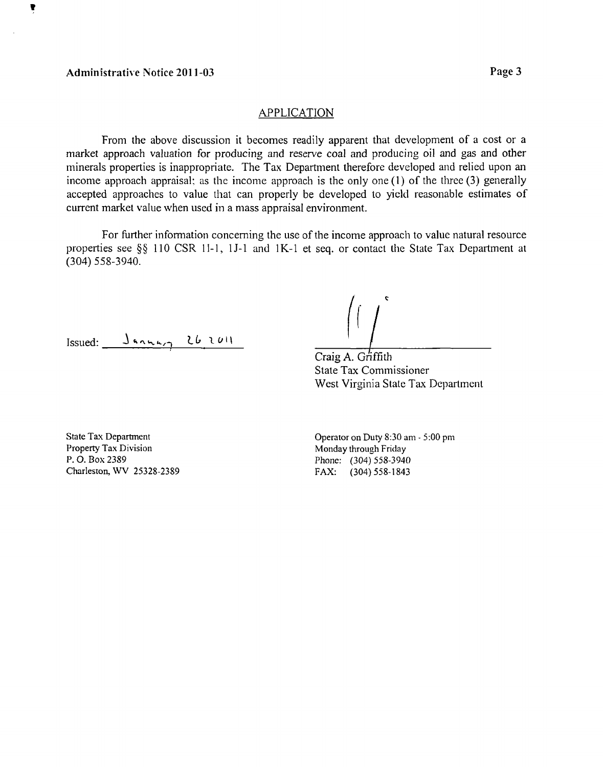## APPLICATION

From the above discussion it becomes readily apparent that development of a cost or a market approach valuation for producing and reserve coal and producing oil and gas and other minerals properties is inappropriate. The Tax Department therefore developed and relied upon an income approach appraisal; as the income approach is the only one (1) of the three (3) generally accepted approaches to value that can properly be developed to yield reasonable estimates of current market value when used in a mass appraisal environment.

For further information concerning the use of the income approach to value natural resource properties see §§ 110 CSR 1I-1, 1J-1 and 1K-1 et seq. or contact the State Tax Department at (304) 558-3940.

Issued: January 26 2011

Craig A. Griffith
State Tax Commissioner
West Virginia State Tax Department

State Tax Department
Property Tax Division
P. O. Box 2389
Charleston, WV 25328-2389

Operator on Duty 8:30 am - 5:00 pm
Monday through Friday
Phone: (304) 558-3940
FAX: (304) 558-1843